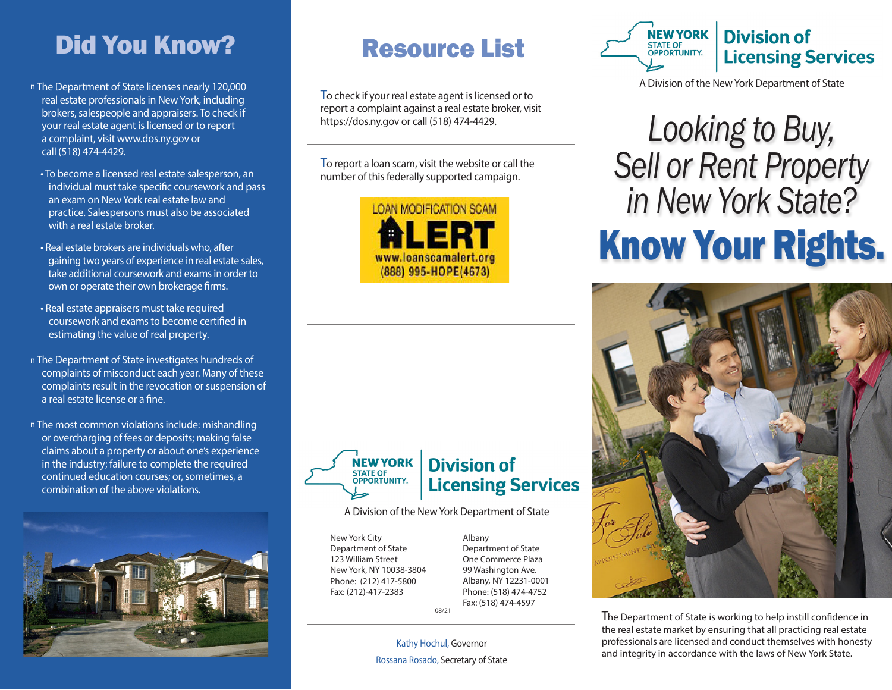# Did You Know?

- The Department of State licenses nearly 120,000 real estate professionals in New York, including brokers, salespeople and appraisers. To check if your real estate agent is licensed or to report a complaint, visit www.dos.ny.gov or call (518) 474-4429.
  - To become a licensed real estate salesperson, an individual must take specific coursework and pass an exam on New York real estate law and practice. Salespersons must also be associated with a real estate broker.
  - Real estate brokers are individuals who, after gaining two years of experience in real estate sales, take additional coursework and exams in order to own or operate their own brokerage firms.
  - Real estate appraisers must take required coursework and exams to become certified in estimating the value of real property.
- The Department of State investigates hundreds of complaints of misconduct each year. Many of these complaints result in the revocation or suspension of a real estate license or a fine.
- The most common violations include: mishandling or overcharging of fees or deposits; making false claims about a property or about one's experience in the industry; failure to complete the required continued education courses; or, sometimes, a combination of the above violations.

# Resource List

To check if your real estate agent is licensed or to report a complaint against a real estate broker, visit https://dos.ny.gov or call (518) 474-4429.

To report a loan scam, visit the website or call the number of this federally supported campaign.

LOAN MODIFICATION SCAM ALERT
www.loanscamalert.org
(888) 995-HOPE(4673)

NEW YORK STATE OF OPPORTUNITY. | Division of Licensing Services

A Division of the New York Department of State

New York City
Department of State
123 William Street
New York, NY 10038-3804
Phone: (212) 417-5800
Fax: (212)-417-2383

Albany
Department of State
One Commerce Plaza
99 Washington Ave.
Albany, NY 12231-0001
Phone: (518) 474-4752
Fax: (518) 474-4597

08/21

Kathy Hochul, Governor

Rossana Rosado, Secretary of State

NEW YORK STATE OF OPPORTUNITY. | Division of Licensing Services

A Division of the New York Department of State

# *Looking to Buy, Sell or Rent Property in New York State?*

# Know Your Rights.

The Department of State is working to help instill confidence in the real estate market by ensuring that all practicing real estate professionals are licensed and conduct themselves with honesty and integrity in accordance with the laws of New York State.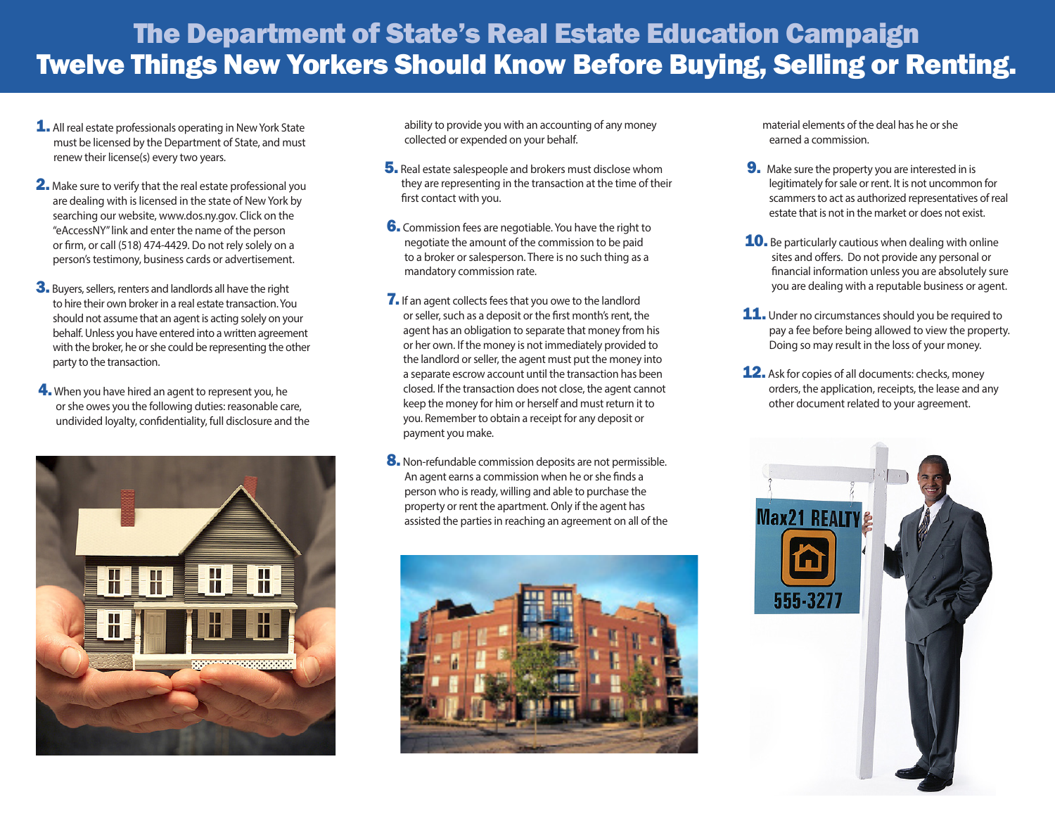# The Department of State's Real Estate Education Campaign

## Twelve Things New Yorkers Should Know Before Buying, Selling or Renting.

1. All real estate professionals operating in New York State must be licensed by the Department of State, and must renew their license(s) every two years.

2. Make sure to verify that the real estate professional you are dealing with is licensed in the state of New York by searching our website, www.dos.ny.gov. Click on the "eAccessNY" link and enter the name of the person or firm, or call (518) 474-4429. Do not rely solely on a person's testimony, business cards or advertisement.

3. Buyers, sellers, renters and landlords all have the right to hire their own broker in a real estate transaction. You should not assume that an agent is acting solely on your behalf. Unless you have entered into a written agreement with the broker, he or she could be representing the other party to the transaction.

4. When you have hired an agent to represent you, he or she owes you the following duties: reasonable care, undivided loyalty, confidentiality, full disclosure and the ability to provide you with an accounting of any money collected or expended on your behalf.

5. Real estate salespeople and brokers must disclose whom they are representing in the transaction at the time of their first contact with you.

6. Commission fees are negotiable. You have the right to negotiate the amount of the commission to be paid to a broker or salesperson. There is no such thing as a mandatory commission rate.

7. If an agent collects fees that you owe to the landlord or seller, such as a deposit or the first month's rent, the agent has an obligation to separate that money from his or her own. If the money is not immediately provided to the landlord or seller, the agent must put the money into a separate escrow account until the transaction has been closed. If the transaction does not close, the agent cannot keep the money for him or herself and must return it to you. Remember to obtain a receipt for any deposit or payment you make.

8. Non-refundable commission deposits are not permissible. An agent earns a commission when he or she finds a person who is ready, willing and able to purchase the property or rent the apartment. Only if the agent has assisted the parties in reaching an agreement on all of the material elements of the deal has he or she earned a commission.

9. Make sure the property you are interested in is legitimately for sale or rent. It is not uncommon for scammers to act as authorized representatives of real estate that is not in the market or does not exist.

10. Be particularly cautious when dealing with online sites and offers. Do not provide any personal or financial information unless you are absolutely sure you are dealing with a reputable business or agent.

11. Under no circumstances should you be required to pay a fee before being allowed to view the property. Doing so may result in the loss of your money.

12. Ask for copies of all documents: checks, money orders, the application, receipts, the lease and any other document related to your agreement.